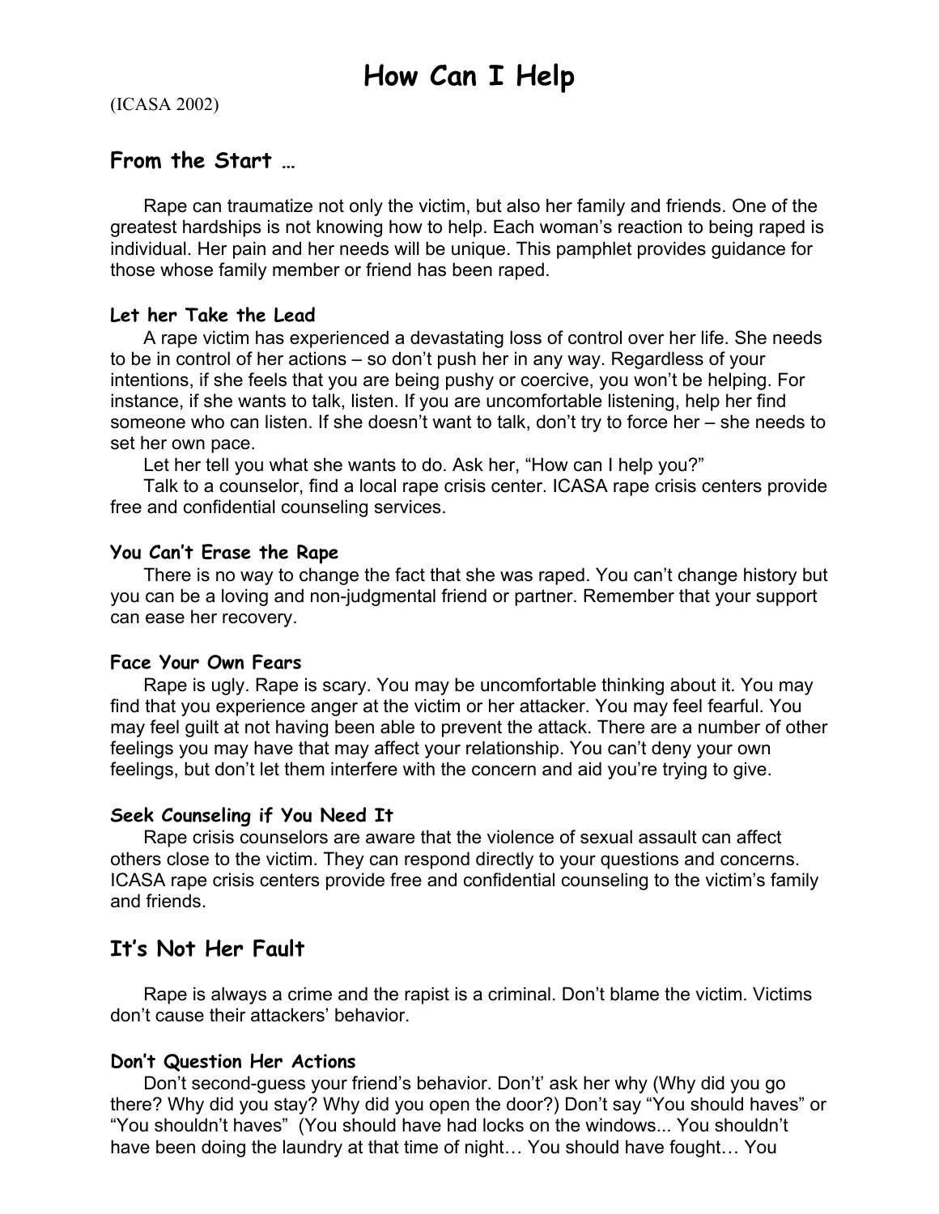# How Can I Help

(ICASA 2002)

## From the Start …

Rape can traumatize not only the victim, but also her family and friends. One of the greatest hardships is not knowing how to help. Each woman's reaction to being raped is individual. Her pain and her needs will be unique. This pamphlet provides guidance for those whose family member or friend has been raped.

### Let her Take the Lead

A rape victim has experienced a devastating loss of control over her life. She needs to be in control of her actions – so don't push her in any way. Regardless of your intentions, if she feels that you are being pushy or coercive, you won't be helping. For instance, if she wants to talk, listen. If you are uncomfortable listening, help her find someone who can listen. If she doesn't want to talk, don't try to force her – she needs to set her own pace.

Let her tell you what she wants to do. Ask her, "How can I help you?"

Talk to a counselor, find a local rape crisis center. ICASA rape crisis centers provide free and confidential counseling services.

### You Can't Erase the Rape

There is no way to change the fact that she was raped. You can't change history but you can be a loving and non-judgmental friend or partner. Remember that your support can ease her recovery.

### Face Your Own Fears

Rape is ugly. Rape is scary. You may be uncomfortable thinking about it. You may find that you experience anger at the victim or her attacker. You may feel fearful. You may feel guilt at not having been able to prevent the attack. There are a number of other feelings you may have that may affect your relationship. You can't deny your own feelings, but don't let them interfere with the concern and aid you're trying to give.

### Seek Counseling if You Need It

Rape crisis counselors are aware that the violence of sexual assault can affect others close to the victim. They can respond directly to your questions and concerns. ICASA rape crisis centers provide free and confidential counseling to the victim's family and friends.

## It's Not Her Fault

Rape is always a crime and the rapist is a criminal. Don't blame the victim. Victims don't cause their attackers' behavior.

### Don't Question Her Actions

Don't second-guess your friend's behavior. Don't' ask her why (Why did you go there? Why did you stay? Why did you open the door?) Don't say "You should haves" or "You shouldn't haves" (You should have had locks on the windows... You shouldn't have been doing the laundry at that time of night… You should have fought… You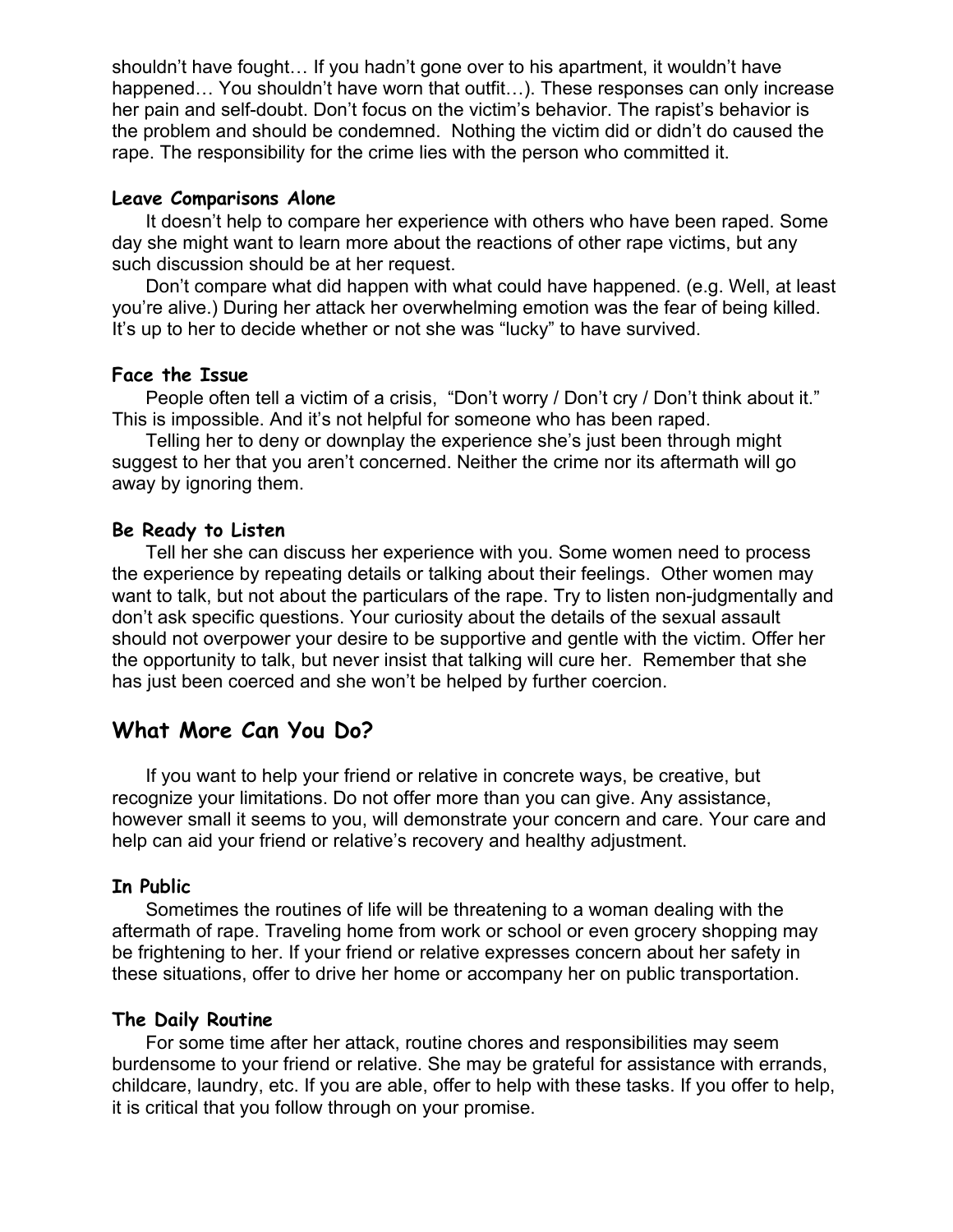shouldn't have fought… If you hadn't gone over to his apartment, it wouldn't have happened… You shouldn't have worn that outfit…). These responses can only increase her pain and self-doubt. Don't focus on the victim's behavior. The rapist's behavior is the problem and should be condemned. Nothing the victim did or didn't do caused the rape. The responsibility for the crime lies with the person who committed it.

### Leave Comparisons Alone

It doesn't help to compare her experience with others who have been raped. Some day she might want to learn more about the reactions of other rape victims, but any such discussion should be at her request.

Don't compare what did happen with what could have happened. (e.g. Well, at least you're alive.) During her attack her overwhelming emotion was the fear of being killed. It's up to her to decide whether or not she was "lucky" to have survived.

### Face the Issue

People often tell a victim of a crisis, "Don't worry / Don't cry / Don't think about it." This is impossible. And it's not helpful for someone who has been raped.

Telling her to deny or downplay the experience she's just been through might suggest to her that you aren't concerned. Neither the crime nor its aftermath will go away by ignoring them.

### Be Ready to Listen

Tell her she can discuss her experience with you. Some women need to process the experience by repeating details or talking about their feelings. Other women may want to talk, but not about the particulars of the rape. Try to listen non-judgmentally and don't ask specific questions. Your curiosity about the details of the sexual assault should not overpower your desire to be supportive and gentle with the victim. Offer her the opportunity to talk, but never insist that talking will cure her. Remember that she has just been coerced and she won't be helped by further coercion.

## What More Can You Do?

If you want to help your friend or relative in concrete ways, be creative, but recognize your limitations. Do not offer more than you can give. Any assistance, however small it seems to you, will demonstrate your concern and care. Your care and help can aid your friend or relative's recovery and healthy adjustment.

### In Public

Sometimes the routines of life will be threatening to a woman dealing with the aftermath of rape. Traveling home from work or school or even grocery shopping may be frightening to her. If your friend or relative expresses concern about her safety in these situations, offer to drive her home or accompany her on public transportation.

### The Daily Routine

For some time after her attack, routine chores and responsibilities may seem burdensome to your friend or relative. She may be grateful for assistance with errands, childcare, laundry, etc. If you are able, offer to help with these tasks. If you offer to help, it is critical that you follow through on your promise.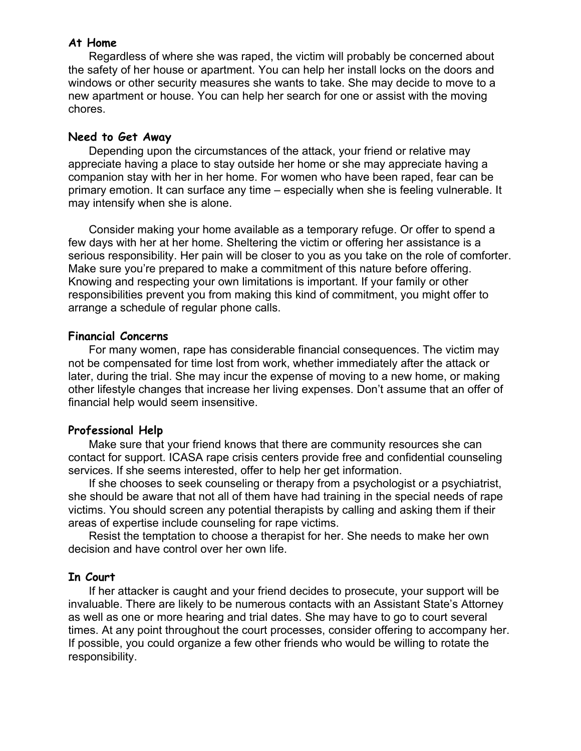## At Home

Regardless of where she was raped, the victim will probably be concerned about the safety of her house or apartment. You can help her install locks on the doors and windows or other security measures she wants to take. She may decide to move to a new apartment or house. You can help her search for one or assist with the moving chores.

## Need to Get Away

Depending upon the circumstances of the attack, your friend or relative may appreciate having a place to stay outside her home or she may appreciate having a companion stay with her in her home. For women who have been raped, fear can be primary emotion. It can surface any time – especially when she is feeling vulnerable. It may intensify when she is alone.

Consider making your home available as a temporary refuge. Or offer to spend a few days with her at her home. Sheltering the victim or offering her assistance is a serious responsibility. Her pain will be closer to you as you take on the role of comforter. Make sure you're prepared to make a commitment of this nature before offering. Knowing and respecting your own limitations is important. If your family or other responsibilities prevent you from making this kind of commitment, you might offer to arrange a schedule of regular phone calls.

## Financial Concerns

For many women, rape has considerable financial consequences. The victim may not be compensated for time lost from work, whether immediately after the attack or later, during the trial. She may incur the expense of moving to a new home, or making other lifestyle changes that increase her living expenses. Don't assume that an offer of financial help would seem insensitive.

## Professional Help

Make sure that your friend knows that there are community resources she can contact for support. ICASA rape crisis centers provide free and confidential counseling services. If she seems interested, offer to help her get information.

If she chooses to seek counseling or therapy from a psychologist or a psychiatrist, she should be aware that not all of them have had training in the special needs of rape victims. You should screen any potential therapists by calling and asking them if their areas of expertise include counseling for rape victims.

Resist the temptation to choose a therapist for her. She needs to make her own decision and have control over her own life.

## In Court

If her attacker is caught and your friend decides to prosecute, your support will be invaluable. There are likely to be numerous contacts with an Assistant State's Attorney as well as one or more hearing and trial dates. She may have to go to court several times. At any point throughout the court processes, consider offering to accompany her. If possible, you could organize a few other friends who would be willing to rotate the responsibility.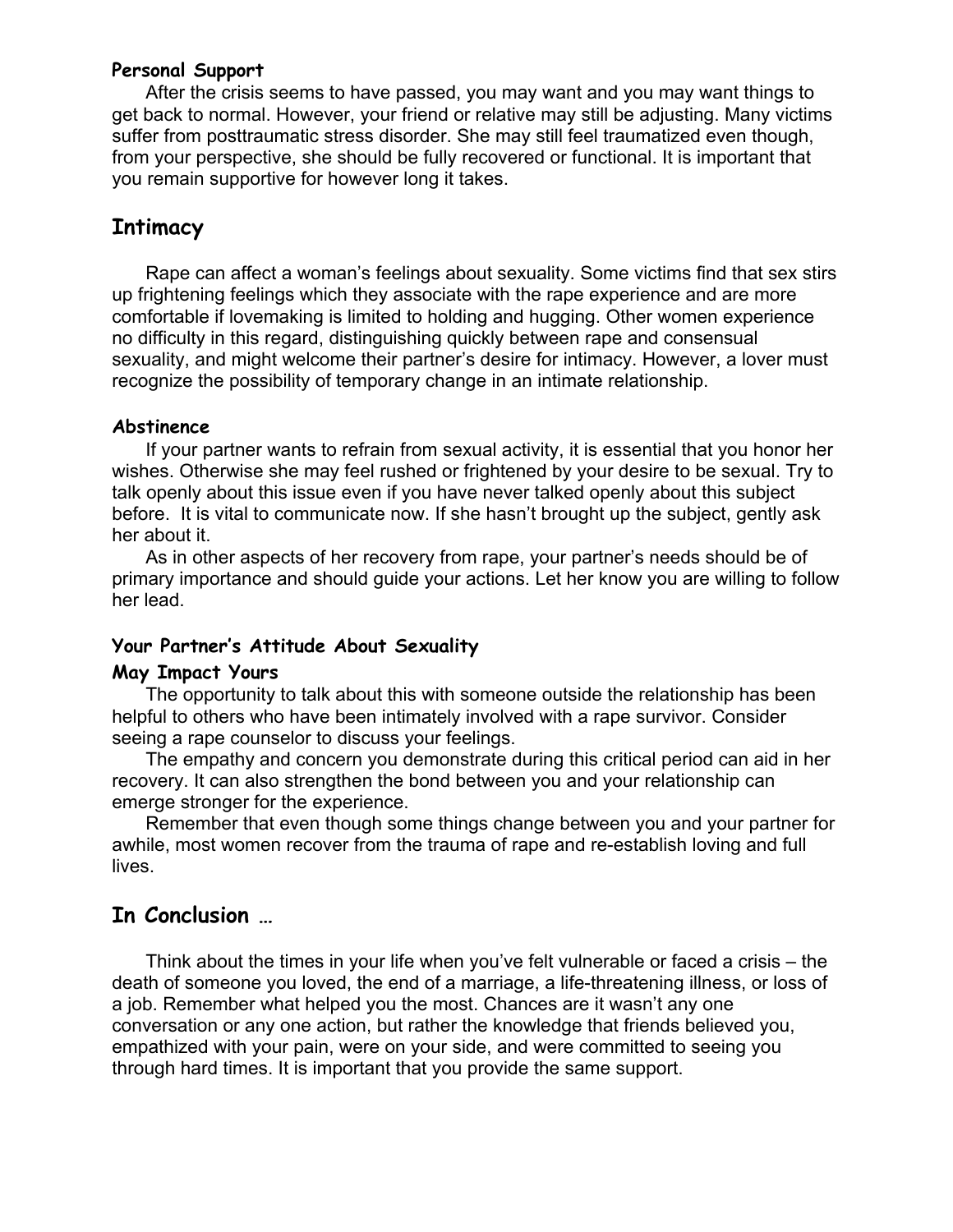### Personal Support

After the crisis seems to have passed, you may want and you may want things to get back to normal. However, your friend or relative may still be adjusting. Many victims suffer from posttraumatic stress disorder. She may still feel traumatized even though, from your perspective, she should be fully recovered or functional. It is important that you remain supportive for however long it takes.

## Intimacy

Rape can affect a woman's feelings about sexuality. Some victims find that sex stirs up frightening feelings which they associate with the rape experience and are more comfortable if lovemaking is limited to holding and hugging. Other women experience no difficulty in this regard, distinguishing quickly between rape and consensual sexuality, and might welcome their partner's desire for intimacy. However, a lover must recognize the possibility of temporary change in an intimate relationship.

### Abstinence

If your partner wants to refrain from sexual activity, it is essential that you honor her wishes. Otherwise she may feel rushed or frightened by your desire to be sexual. Try to talk openly about this issue even if you have never talked openly about this subject before. It is vital to communicate now. If she hasn't brought up the subject, gently ask her about it.

As in other aspects of her recovery from rape, your partner's needs should be of primary importance and should guide your actions. Let her know you are willing to follow her lead.

### Your Partner's Attitude About Sexuality May Impact Yours

The opportunity to talk about this with someone outside the relationship has been helpful to others who have been intimately involved with a rape survivor. Consider seeing a rape counselor to discuss your feelings.

The empathy and concern you demonstrate during this critical period can aid in her recovery. It can also strengthen the bond between you and your relationship can emerge stronger for the experience.

Remember that even though some things change between you and your partner for awhile, most women recover from the trauma of rape and re-establish loving and full lives.

## In Conclusion …

Think about the times in your life when you've felt vulnerable or faced a crisis – the death of someone you loved, the end of a marriage, a life-threatening illness, or loss of a job. Remember what helped you the most. Chances are it wasn't any one conversation or any one action, but rather the knowledge that friends believed you, empathized with your pain, were on your side, and were committed to seeing you through hard times. It is important that you provide the same support.